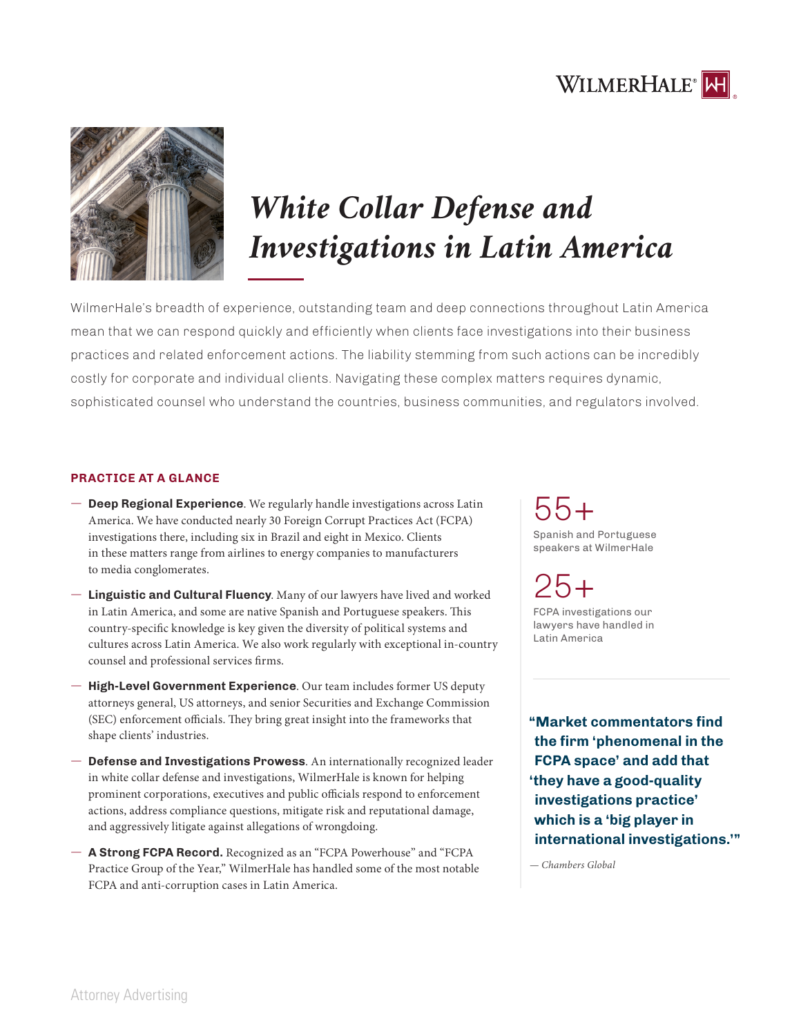WilmerHale

# *White Collar Defense and Investigations in Latin America*

WilmerHale's breadth of experience, outstanding team and deep connections throughout Latin America mean that we can respond quickly and efficiently when clients face investigations into their business practices and related enforcement actions. The liability stemming from such actions can be incredibly costly for corporate and individual clients. Navigating these complex matters requires dynamic, sophisticated counsel who understand the countries, business communities, and regulators involved.

## PRACTICE AT A GLANCE

- **Deep Regional Experience**. We regularly handle investigations across Latin America. We have conducted nearly 30 Foreign Corrupt Practices Act (FCPA) investigations there, including six in Brazil and eight in Mexico. Clients in these matters range from airlines to energy companies to manufacturers to media conglomerates.
- **Linguistic and Cultural Fluency**. Many of our lawyers have lived and worked in Latin America, and some are native Spanish and Portuguese speakers. This country-specific knowledge is key given the diversity of political systems and cultures across Latin America. We also work regularly with exceptional in-country counsel and professional services firms.
- **High-Level Government Experience**. Our team includes former US deputy attorneys general, US attorneys, and senior Securities and Exchange Commission (SEC) enforcement officials. They bring great insight into the frameworks that shape clients' industries.
- **Defense and Investigations Prowess**. An internationally recognized leader in white collar defense and investigations, WilmerHale is known for helping prominent corporations, executives and public officials respond to enforcement actions, address compliance questions, mitigate risk and reputational damage, and aggressively litigate against allegations of wrongdoing.
- **A Strong FCPA Record.** Recognized as an "FCPA Powerhouse" and "FCPA Practice Group of the Year," WilmerHale has handled some of the most notable FCPA and anti-corruption cases in Latin America.

55+

Spanish and Portuguese speakers at WilmerHale

25+

FCPA investigations our lawyers have handled in Latin America

**"Market commentators find the firm 'phenomenal in the FCPA space' and add that 'they have a good-quality investigations practice' which is a 'big player in international investigations.'"**

*— Chambers Global*

Attorney Advertising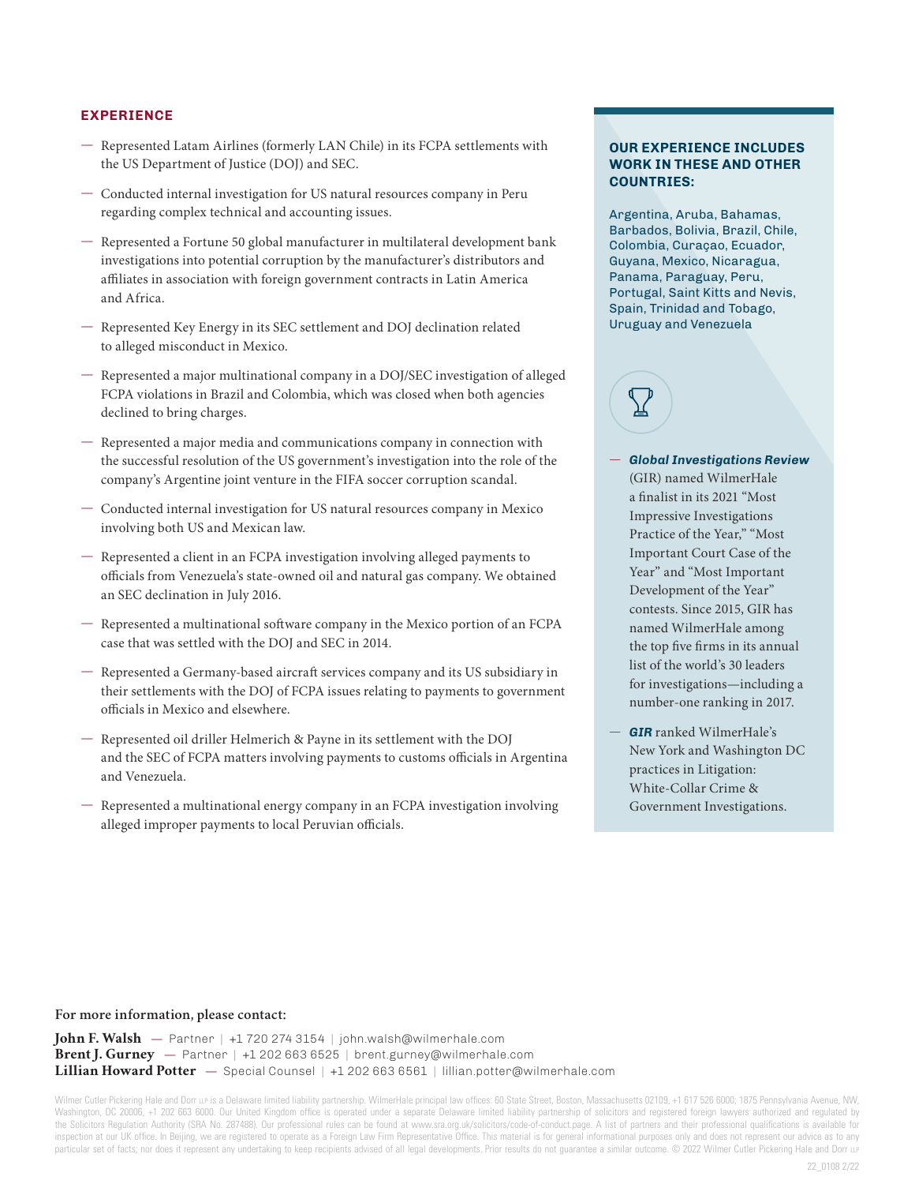## EXPERIENCE

- Represented Latam Airlines (formerly LAN Chile) in its FCPA settlements with the US Department of Justice (DOJ) and SEC.
- Conducted internal investigation for US natural resources company in Peru regarding complex technical and accounting issues.
- Represented a Fortune 50 global manufacturer in multilateral development bank investigations into potential corruption by the manufacturer's distributors and affiliates in association with foreign government contracts in Latin America and Africa.
- Represented Key Energy in its SEC settlement and DOJ declination related to alleged misconduct in Mexico.
- Represented a major multinational company in a DOJ/SEC investigation of alleged FCPA violations in Brazil and Colombia, which was closed when both agencies declined to bring charges.
- Represented a major media and communications company in connection with the successful resolution of the US government's investigation into the role of the company's Argentine joint venture in the FIFA soccer corruption scandal.
- Conducted internal investigation for US natural resources company in Mexico involving both US and Mexican law.
- Represented a client in an FCPA investigation involving alleged payments to officials from Venezuela's state-owned oil and natural gas company. We obtained an SEC declination in July 2016.
- Represented a multinational software company in the Mexico portion of an FCPA case that was settled with the DOJ and SEC in 2014.
- Represented a Germany-based aircraft services company and its US subsidiary in their settlements with the DOJ of FCPA issues relating to payments to government officials in Mexico and elsewhere.
- Represented oil driller Helmerich & Payne in its settlement with the DOJ and the SEC of FCPA matters involving payments to customs officials in Argentina and Venezuela.
- Represented a multinational energy company in an FCPA investigation involving alleged improper payments to local Peruvian officials.

### OUR EXPERIENCE INCLUDES WORK IN THESE AND OTHER COUNTRIES:

Argentina, Aruba, Bahamas, Barbados, Bolivia, Brazil, Chile, Colombia, Curaçao, Ecuador, Guyana, Mexico, Nicaragua, Panama, Paraguay, Peru, Portugal, Saint Kitts and Nevis, Spain, Trinidad and Tobago, Uruguay and Venezuela

- ***Global Investigations Review*** (GIR) named WilmerHale a finalist in its 2021 "Most Impressive Investigations Practice of the Year," "Most Important Court Case of the Year" and "Most Important Development of the Year" contests. Since 2015, GIR has named WilmerHale among the top five firms in its annual list of the world's 30 leaders for investigations—including a number-one ranking in 2017.
- ***GIR*** ranked WilmerHale's New York and Washington DC practices in Litigation: White-Collar Crime & Government Investigations.

**For more information, please contact:**

**John F. Walsh** — Partner | +1 720 274 3154 | john.walsh@wilmerhale.com
**Brent J. Gurney** — Partner | +1 202 663 6525 | brent.gurney@wilmerhale.com
**Lillian Howard Potter** — Special Counsel | +1 202 663 6561 | lillian.potter@wilmerhale.com

Wilmer Cutler Pickering Hale and Dorr LLP is a Delaware limited liability partnership. WilmerHale principal law offices: 60 State Street, Boston, Massachusetts 02109, +1 617 526 6000; 1875 Pennsylvania Avenue, NW, Washington, DC 20006, +1 202 663 6000. Our United Kingdom office is operated under a separate Delaware limited liability partnership of solicitors and registered foreign lawyers authorized and regulated by the Solicitors Regulation Authority (SRA No. 287488). Our professional rules can be found at www.sra.org.uk/solicitors/code-of-conduct.page. A list of partners and their professional qualifications is available for inspection at our UK office. In Beijing, we are registered to operate as a Foreign Law Firm Representative Office. This material is for general informational purposes only and does not represent our advice as to any particular set of facts; nor does it represent any undertaking to keep recipients advised of all legal developments. Prior results do not guarantee a similar outcome. © 2022 Wilmer Cutler Pickering Hale and Dorr LLP

22_0108 2/22